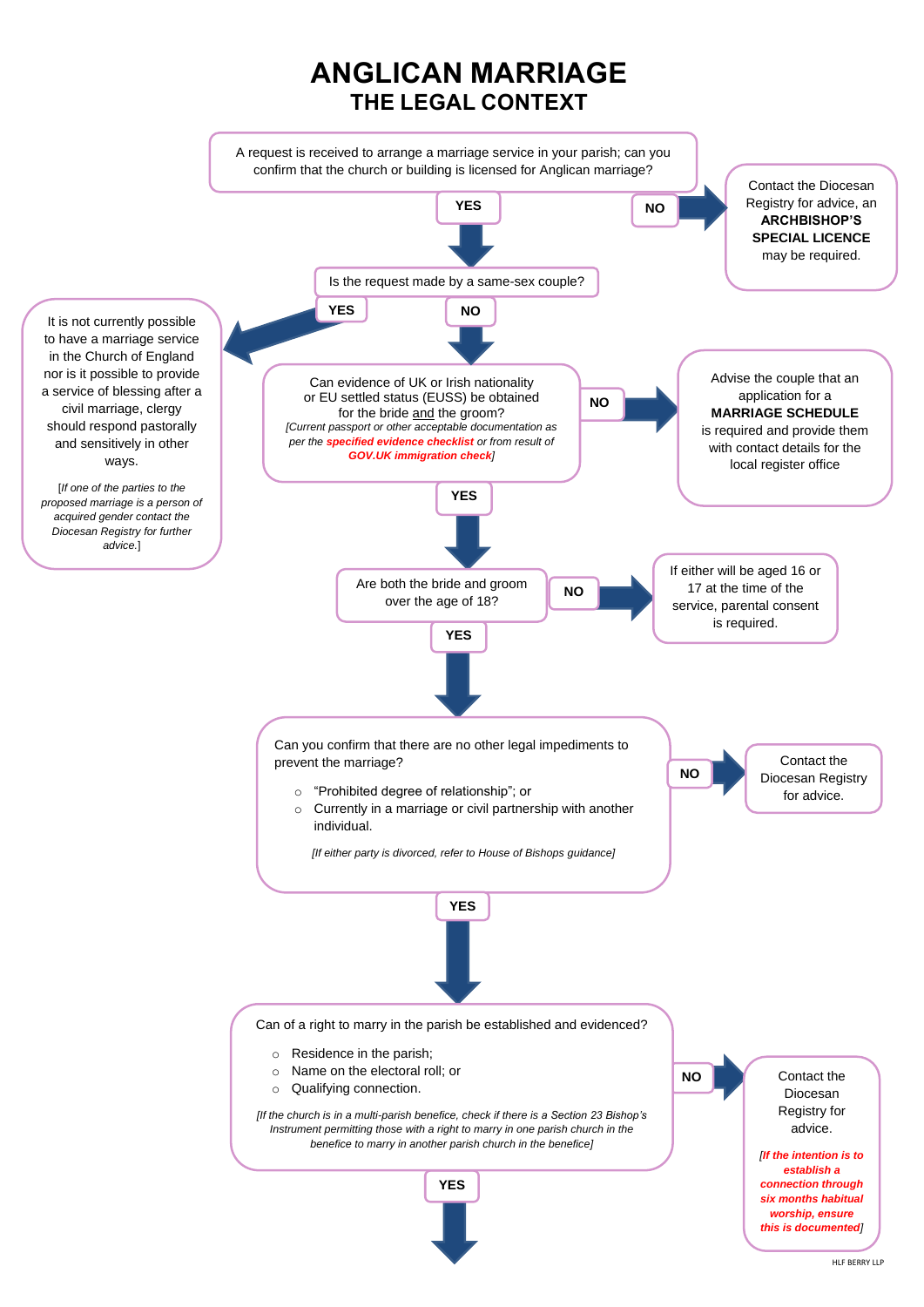# ANGLICAN MARRIAGE

## THE LEGAL CONTEXT

A request is received to arrange a marriage service in your parish; can you confirm that the church or building is licensed for Anglican marriage?

**NO** → Contact the Diocesan Registry for advice, an **ARCHBISHOP'S SPECIAL LICENCE** may be required.

**YES** ↓

Is the request made by a same-sex couple?

**YES** → It is not currently possible to have a marriage service in the Church of England nor is it possible to provide a service of blessing after a civil marriage, clergy should respond pastorally and sensitively in other ways.

*[If one of the parties to the proposed marriage is a person of acquired gender contact the Diocesan Registry for further advice.]*

**NO** ↓

Can evidence of UK or Irish nationality or EU settled status (EUSS) be obtained for the bride and the groom?
*[Current passport or other acceptable documentation as per the **specified evidence checklist** or from result of **GOV.UK immigration check**]*

**NO** → Advise the couple that an application for a **MARRIAGE SCHEDULE** is required and provide them with contact details for the local register office

**YES** ↓

Are both the bride and groom over the age of 18?

**NO** → If either will be aged 16 or 17 at the time of the service, parental consent is required.

**YES** ↓

Can you confirm that there are no other legal impediments to prevent the marriage?

- "Prohibited degree of relationship"; or
- Currently in a marriage or civil partnership with another individual.

*[If either party is divorced, refer to House of Bishops guidance]*

**NO** → Contact the Diocesan Registry for advice.

**YES** ↓

Can of a right to marry in the parish be established and evidenced?

- Residence in the parish;
- Name on the electoral roll; or
- Qualifying connection.

*[If the church is in a multi-parish benefice, check if there is a Section 23 Bishop's Instrument permitting those with a right to marry in one parish church in the benefice to marry in another parish church in the benefice]*

**NO** → Contact the Diocesan Registry for advice.

*[**If the intention is to establish a connection through six months habitual worship, ensure this is documented**]*

**YES** ↓

HLF BERRY LLP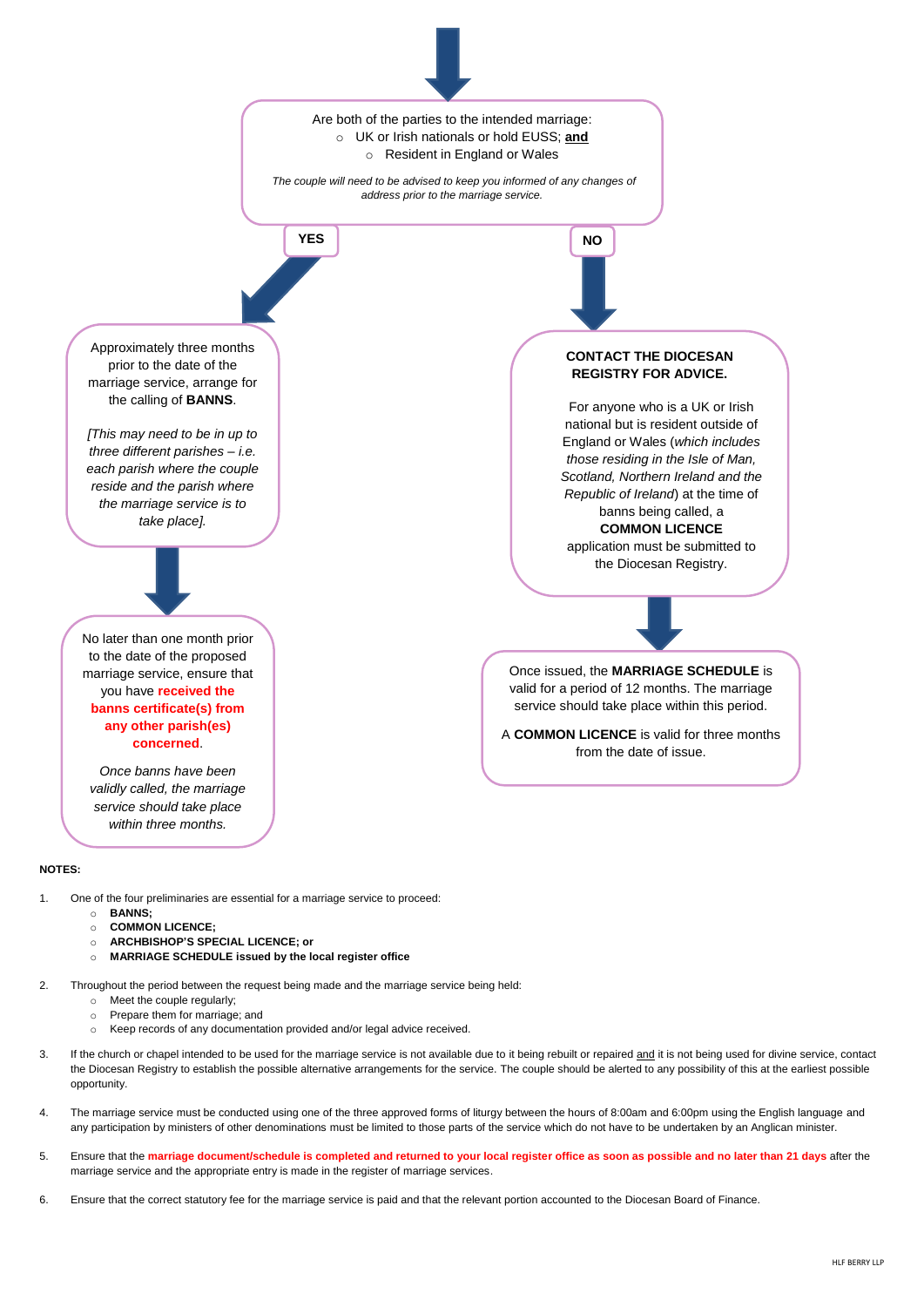Are both of the parties to the intended marriage:

- UK or Irish nationals or hold EUSS; **and**
- Resident in England or Wales

*The couple will need to be advised to keep you informed of any changes of address prior to the marriage service.*

**YES**

Approximately three months prior to the date of the marriage service, arrange for the calling of **BANNS**.

*[This may need to be in up to three different parishes – i.e. each parish where the couple reside and the parish where the marriage service is to take place].*

No later than one month prior to the date of the proposed marriage service, ensure that you have **received the banns certificate(s) from any other parish(es) concerned**.

*Once banns have been validly called, the marriage service should take place within three months.*

**NO**

**CONTACT THE DIOCESAN REGISTRY FOR ADVICE.**

For anyone who is a UK or Irish national but is resident outside of England or Wales (*which includes those residing in the Isle of Man, Scotland, Northern Ireland and the Republic of Ireland*) at the time of banns being called, a **COMMON LICENCE** application must be submitted to the Diocesan Registry.

Once issued, the **MARRIAGE SCHEDULE** is valid for a period of 12 months. The marriage service should take place within this period.

A **COMMON LICENCE** is valid for three months from the date of issue.

**NOTES:**

1. One of the four preliminaries are essential for a marriage service to proceed:
   - **BANNS;**
   - **COMMON LICENCE;**
   - **ARCHBISHOP'S SPECIAL LICENCE; or**
   - **MARRIAGE SCHEDULE issued by the local register office**

2. Throughout the period between the request being made and the marriage service being held:
   - Meet the couple regularly;
   - Prepare them for marriage; and
   - Keep records of any documentation provided and/or legal advice received.

3. If the church or chapel intended to be used for the marriage service is not available due to it being rebuilt or repaired and it is not being used for divine service, contact the Diocesan Registry to establish the possible alternative arrangements for the service. The couple should be alerted to any possibility of this at the earliest possible opportunity.

4. The marriage service must be conducted using one of the three approved forms of liturgy between the hours of 8:00am and 6:00pm using the English language and any participation by ministers of other denominations must be limited to those parts of the service which do not have to be undertaken by an Anglican minister.

5. Ensure that the **marriage document/schedule is completed and returned to your local register office as soon as possible and no later than 21 days** after the marriage service and the appropriate entry is made in the register of marriage services.

6. Ensure that the correct statutory fee for the marriage service is paid and that the relevant portion accounted to the Diocesan Board of Finance.

HLF BERRY LLP